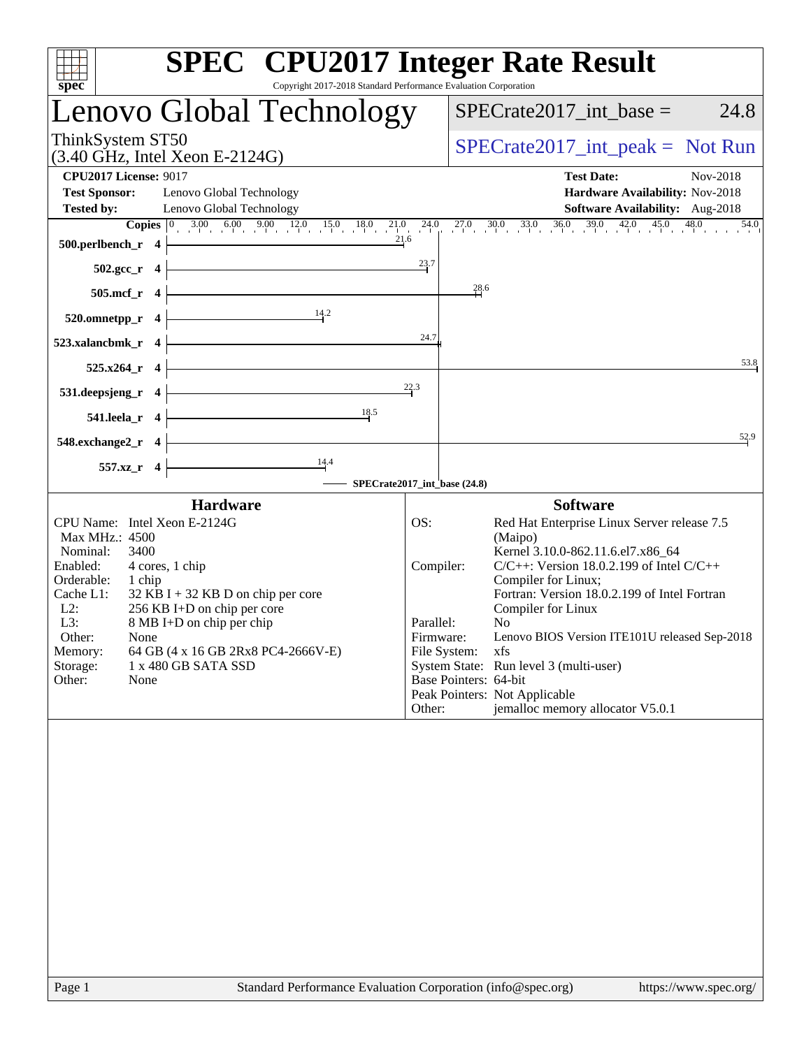# SPEC CPU2017 Integer Rate Result

Copyright 2017-2018 Standard Performance Evaluation Corporation

## Lenovo Global Technology

ThinkSystem ST50
(3.40 GHz, Intel Xeon E-2124G)

SPECrate2017_int_base = 24.8

SPECrate2017_int_peak = Not Run

| | | | |
|---|---|---|---|
| **CPU2017 License:** | 9017 | **Test Date:** | Nov-2018 |
| **Test Sponsor:** | Lenovo Global Technology | **Hardware Availability:** | Nov-2018 |
| **Tested by:** | Lenovo Global Technology | **Software Availability:** | Aug-2018 |

| Benchmark | Copies | Base Ratio |
|---|---|---|
| 500.perlbench_r | 4 | 21.6 |
| 502.gcc_r | 4 | 23.7 |
| 505.mcf_r | 4 | 28.6 |
| 520.omnetpp_r | 4 | 14.2 |
| 523.xalancbmk_r | 4 | 24.7 |
| 525.x264_r | 4 | 53.8 |
| 531.deepsjeng_r | 4 | 22.3 |
| 541.leela_r | 4 | 18.5 |
| 548.exchange2_r | 4 | 52.9 |
| 557.xz_r | 4 | 14.4 |

SPECrate2017_int_base (24.8)

### Hardware

| | |
|---|---|
| CPU Name: | Intel Xeon E-2124G |
| Max MHz.: | 4500 |
| Nominal: | 3400 |
| Enabled: | 4 cores, 1 chip |
| Orderable: | 1 chip |
| Cache L1: | 32 KB I + 32 KB D on chip per core |
| L2: | 256 KB I+D on chip per core |
| L3: | 8 MB I+D on chip per chip |
| Other: | None |
| Memory: | 64 GB (4 x 16 GB 2Rx8 PC4-2666V-E) |
| Storage: | 1 x 480 GB SATA SSD |
| Other: | None |

### Software

| | |
|---|---|
| OS: | Red Hat Enterprise Linux Server release 7.5 (Maipo) Kernel 3.10.0-862.11.6.el7.x86_64 |
| Compiler: | C/C++: Version 18.0.2.199 of Intel C/C++ Compiler for Linux; Fortran: Version 18.0.2.199 of Intel Fortran Compiler for Linux |
| Parallel: | No |
| Firmware: | Lenovo BIOS Version ITE101U released Sep-2018 |
| File System: | xfs |
| System State: | Run level 3 (multi-user) |
| Base Pointers: | 64-bit |
| Peak Pointers: | Not Applicable |
| Other: | jemalloc memory allocator V5.0.1 |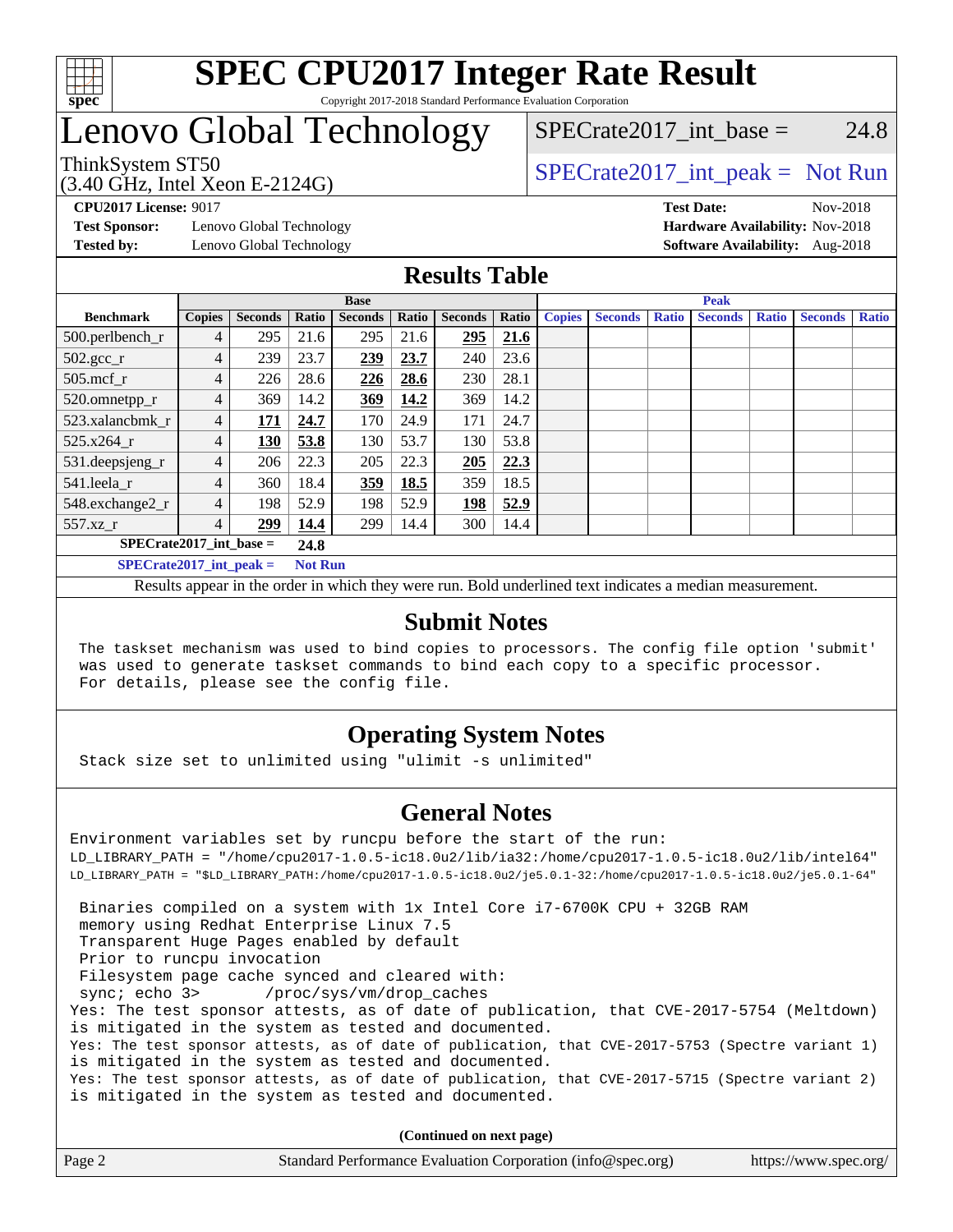# SPEC CPU2017 Integer Rate Result

Copyright 2017-2018 Standard Performance Evaluation Corporation

# Lenovo Global Technology

ThinkSystem ST50
(3.40 GHz, Intel Xeon E-2124G)

SPECrate2017_int_base = 24.8

SPECrate2017_int_peak = Not Run

**CPU2017 License:** 9017
**Test Sponsor:** Lenovo Global Technology
**Tested by:** Lenovo Global Technology

**Test Date:** Nov-2018
**Hardware Availability:** Nov-2018
**Software Availability:** Aug-2018

## Results Table

| | Base | | | | | | | Peak | | | | | | |
|---|---|---|---|---|---|---|---|---|---|---|---|---|---|---|
| **Benchmark** | **Copies** | **Seconds** | **Ratio** | **Seconds** | **Ratio** | **Seconds** | **Ratio** | **Copies** | **Seconds** | **Ratio** | **Seconds** | **Ratio** | **Seconds** | **Ratio** |
| 500.perlbench_r | 4 | 295 | 21.6 | 295 | 21.6 | **295** | **21.6** | | | | | | | |
| 502.gcc_r | 4 | 239 | 23.7 | **239** | **23.7** | 240 | 23.6 | | | | | | | |
| 505.mcf_r | 4 | 226 | 28.6 | **226** | **28.6** | 230 | 28.1 | | | | | | | |
| 520.omnetpp_r | 4 | 369 | 14.2 | **369** | **14.2** | 369 | 14.2 | | | | | | | |
| 523.xalancbmk_r | 4 | **171** | **24.7** | 170 | 24.9 | 171 | 24.7 | | | | | | | |
| 525.x264_r | 4 | **130** | **53.8** | 130 | 53.7 | 130 | 53.8 | | | | | | | |
| 531.deepsjeng_r | 4 | 206 | 22.3 | 205 | 22.3 | **205** | **22.3** | | | | | | | |
| 541.leela_r | 4 | 360 | 18.4 | **359** | **18.5** | 359 | 18.5 | | | | | | | |
| 548.exchange2_r | 4 | 198 | 52.9 | 198 | 52.9 | **198** | **52.9** | | | | | | | |
| 557.xz_r | 4 | **299** | **14.4** | 299 | 14.4 | 300 | 14.4 | | | | | | | |

**SPECrate2017_int_base =** **24.8**

**SPECrate2017_int_peak =** **Not Run**

Results appear in the order in which they were run. Bold underlined text indicates a median measurement.

## Submit Notes

```
The taskset mechanism was used to bind copies to processors. The config file option 'submit'
was used to generate taskset commands to bind each copy to a specific processor.
For details, please see the config file.
```

## Operating System Notes

```
Stack size set to unlimited using "ulimit -s unlimited"
```

## General Notes

```
Environment variables set by runcpu before the start of the run:
LD_LIBRARY_PATH = "/home/cpu2017-1.0.5-ic18.0u2/lib/ia32:/home/cpu2017-1.0.5-ic18.0u2/lib/intel64"
LD_LIBRARY_PATH = "$LD_LIBRARY_PATH:/home/cpu2017-1.0.5-ic18.0u2/je5.0.1-32:/home/cpu2017-1.0.5-ic18.0u2/je5.0.1-64"

 Binaries compiled on a system with 1x Intel Core i7-6700K CPU + 32GB RAM
 memory using Redhat Enterprise Linux 7.5
 Transparent Huge Pages enabled by default
 Prior to runcpu invocation
 Filesystem page cache synced and cleared with:
 sync; echo 3>       /proc/sys/vm/drop_caches
Yes: The test sponsor attests, as of date of publication, that CVE-2017-5754 (Meltdown)
is mitigated in the system as tested and documented.
Yes: The test sponsor attests, as of date of publication, that CVE-2017-5753 (Spectre variant 1)
is mitigated in the system as tested and documented.
Yes: The test sponsor attests, as of date of publication, that CVE-2017-5715 (Spectre variant 2)
is mitigated in the system as tested and documented.
```

**(Continued on next page)**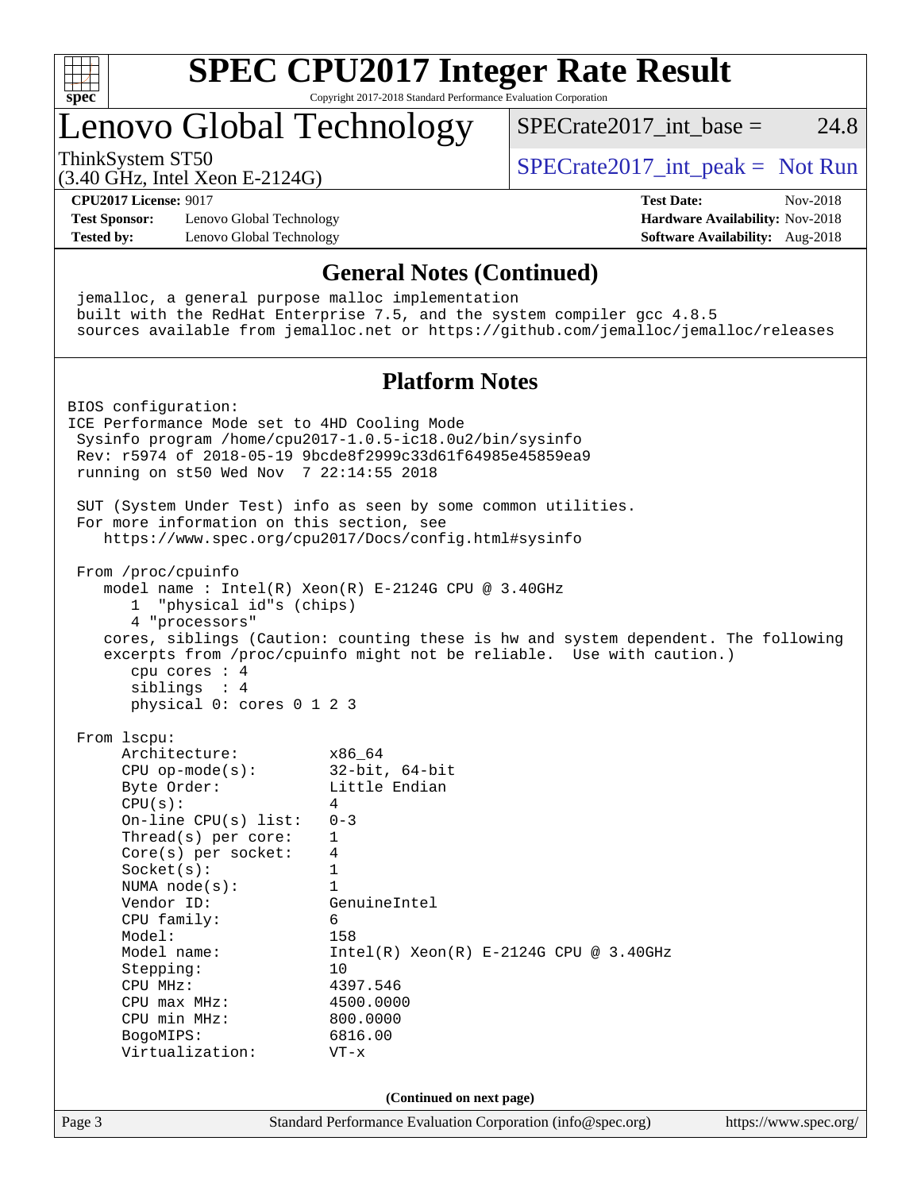# SPEC CPU2017 Integer Rate Result

Copyright 2017-2018 Standard Performance Evaluation Corporation

# Lenovo Global Technology

ThinkSystem ST50
(3.40 GHz, Intel Xeon E-2124G)

SPECrate2017_int_base = 24.8

SPECrate2017_int_peak = Not Run

**CPU2017 License:** 9017
**Test Sponsor:** Lenovo Global Technology
**Tested by:** Lenovo Global Technology

**Test Date:** Nov-2018
**Hardware Availability:** Nov-2018
**Software Availability:** Aug-2018

## General Notes (Continued)

```
 jemalloc, a general purpose malloc implementation
 built with the RedHat Enterprise 7.5, and the system compiler gcc 4.8.5
 sources available from jemalloc.net or https://github.com/jemalloc/jemalloc/releases
```

## Platform Notes

```
BIOS configuration:
ICE Performance Mode set to 4HD Cooling Mode
 Sysinfo program /home/cpu2017-1.0.5-ic18.0u2/bin/sysinfo
 Rev: r5974 of 2018-05-19 9bcde8f2999c33d61f64985e45859ea9
 running on st50 Wed Nov  7 22:14:55 2018

 SUT (System Under Test) info as seen by some common utilities.
 For more information on this section, see
    https://www.spec.org/cpu2017/Docs/config.html#sysinfo

 From /proc/cpuinfo
    model name : Intel(R) Xeon(R) E-2124G CPU @ 3.40GHz
       1  "physical id"s (chips)
       4 "processors"
    cores, siblings (Caution: counting these is hw and system dependent. The following
    excerpts from /proc/cpuinfo might not be reliable.  Use with caution.)
       cpu cores : 4
       siblings  : 4
       physical 0: cores 0 1 2 3

 From lscpu:
      Architecture:          x86_64
      CPU op-mode(s):        32-bit, 64-bit
      Byte Order:            Little Endian
      CPU(s):                4
      On-line CPU(s) list:   0-3
      Thread(s) per core:    1
      Core(s) per socket:    4
      Socket(s):             1
      NUMA node(s):          1
      Vendor ID:             GenuineIntel
      CPU family:            6
      Model:                 158
      Model name:            Intel(R) Xeon(R) E-2124G CPU @ 3.40GHz
      Stepping:              10
      CPU MHz:               4397.546
      CPU max MHz:           4500.0000
      CPU min MHz:           800.0000
      BogoMIPS:              6816.00
      Virtualization:        VT-x
```

**(Continued on next page)**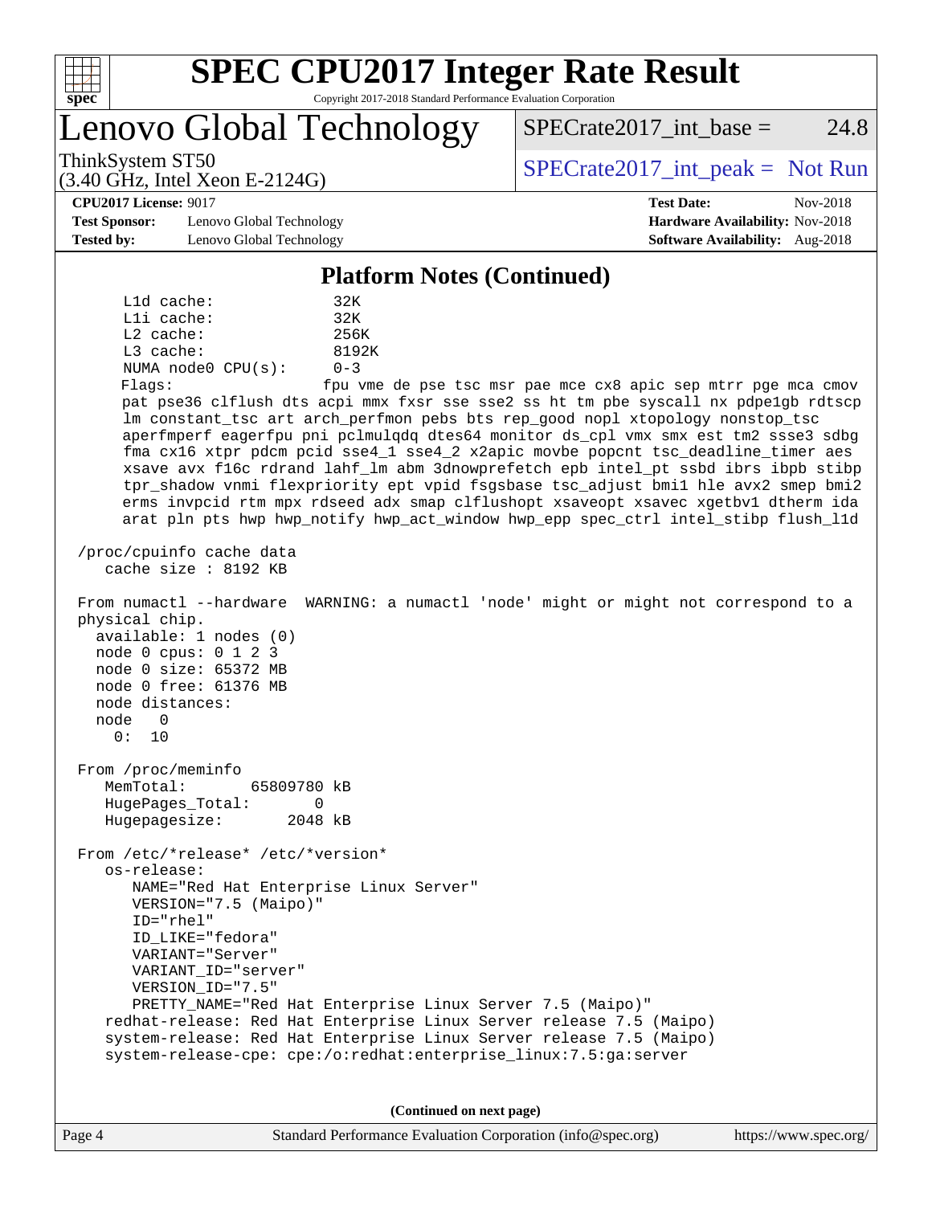# SPEC CPU2017 Integer Rate Result

Copyright 2017-2018 Standard Performance Evaluation Corporation

## Lenovo Global Technology

ThinkSystem ST50
(3.40 GHz, Intel Xeon E-2124G)

SPECrate2017_int_base = 24.8

SPECrate2017_int_peak = Not Run

**CPU2017 License:** 9017
**Test Sponsor:** Lenovo Global Technology
**Tested by:** Lenovo Global Technology
**Test Date:** Nov-2018
**Hardware Availability:** Nov-2018
**Software Availability:** Aug-2018

### Platform Notes (Continued)

```
     L1d cache:             32K
     L1i cache:             32K
     L2 cache:              256K
     L3 cache:              8192K
     NUMA node0 CPU(s):     0-3
     Flags:                 fpu vme de pse tsc msr pae mce cx8 apic sep mtrr pge mca cmov
     pat pse36 clflush dts acpi mmx fxsr sse sse2 ss ht tm pbe syscall nx pdpe1gb rdtscp
     lm constant_tsc art arch_perfmon pebs bts rep_good nopl xtopology nonstop_tsc
     aperfmperf eagerfpu pni pclmulqdq dtes64 monitor ds_cpl vmx smx est tm2 ssse3 sdbg
     fma cx16 xtpr pdcm pcid sse4_1 sse4_2 x2apic movbe popcnt tsc_deadline_timer aes
     xsave avx f16c rdrand lahf_lm abm 3dnowprefetch epb intel_pt ssbd ibrs ibpb stibp
     tpr_shadow vnmi flexpriority ept vpid fsgsbase tsc_adjust bmi1 hle avx2 smep bmi2
     erms invpcid rtm mpx rdseed adx smap clflushopt xsaveopt xsavec xgetbv1 dtherm ida
     arat pln pts hwp hwp_notify hwp_act_window hwp_epp spec_ctrl intel_stibp flush_l1d

 /proc/cpuinfo cache data
    cache size : 8192 KB

 From numactl --hardware  WARNING: a numactl 'node' might or might not correspond to a
 physical chip.
   available: 1 nodes (0)
   node 0 cpus: 0 1 2 3
   node 0 size: 65372 MB
   node 0 free: 61376 MB
   node distances:
   node   0
     0:  10

 From /proc/meminfo
    MemTotal:       65809780 kB
    HugePages_Total:       0
    Hugepagesize:       2048 kB

 From /etc/*release* /etc/*version*
    os-release:
       NAME="Red Hat Enterprise Linux Server"
       VERSION="7.5 (Maipo)"
       ID="rhel"
       ID_LIKE="fedora"
       VARIANT="Server"
       VARIANT_ID="server"
       VERSION_ID="7.5"
       PRETTY_NAME="Red Hat Enterprise Linux Server 7.5 (Maipo)"
    redhat-release: Red Hat Enterprise Linux Server release 7.5 (Maipo)
    system-release: Red Hat Enterprise Linux Server release 7.5 (Maipo)
    system-release-cpe: cpe:/o:redhat:enterprise_linux:7.5:ga:server
```

(Continued on next page)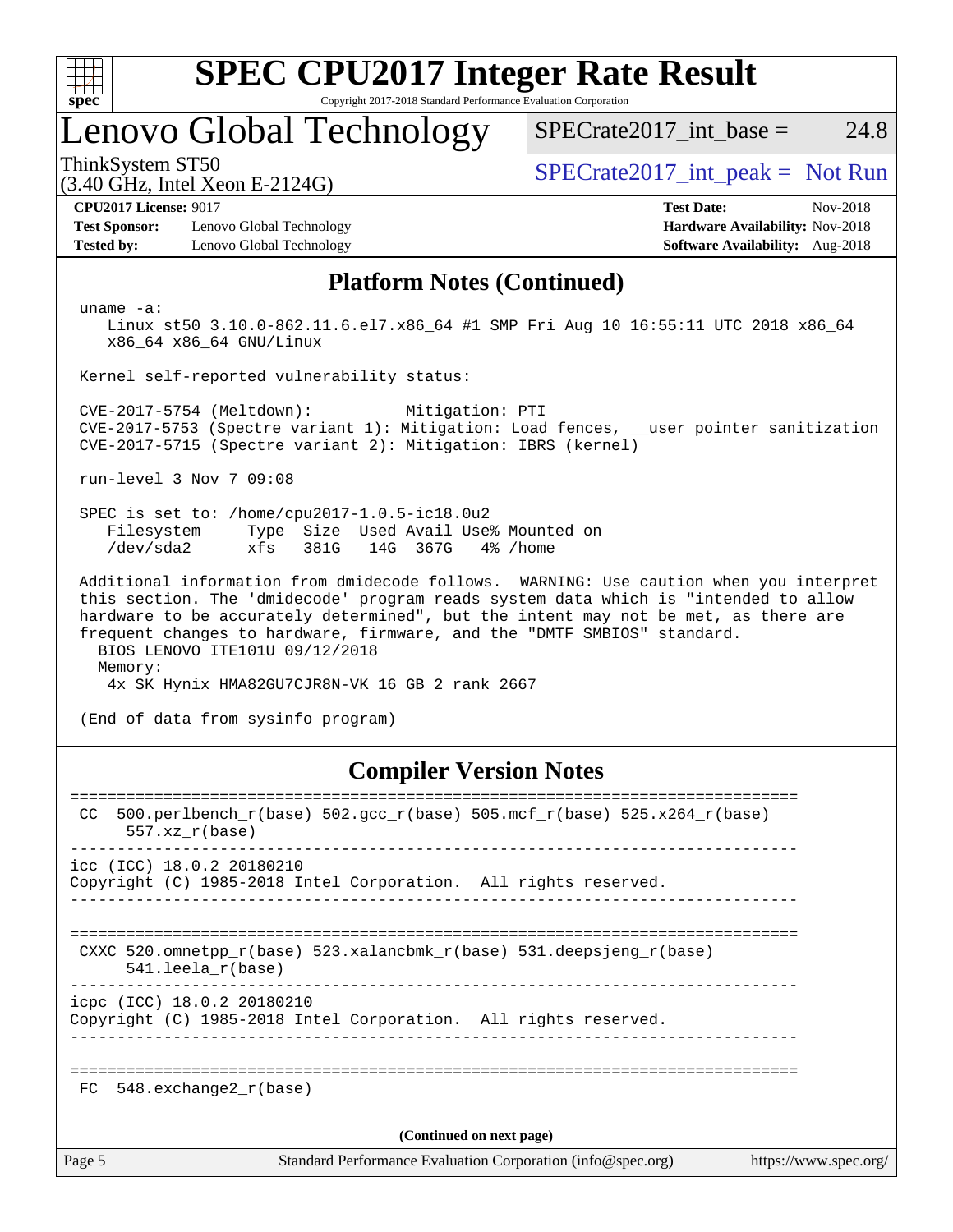# SPEC CPU2017 Integer Rate Result

Copyright 2017-2018 Standard Performance Evaluation Corporation

## Lenovo Global Technology

ThinkSystem ST50
(3.40 GHz, Intel Xeon E-2124G)

SPECrate2017_int_base = 24.8

SPECrate2017_int_peak = Not Run

**CPU2017 License:** 9017
**Test Sponsor:** Lenovo Global Technology
**Tested by:** Lenovo Global Technology

**Test Date:** Nov-2018
**Hardware Availability:** Nov-2018
**Software Availability:** Aug-2018

## Platform Notes (Continued)

```
 uname -a:
    Linux st50 3.10.0-862.11.6.el7.x86_64 #1 SMP Fri Aug 10 16:55:11 UTC 2018 x86_64
    x86_64 x86_64 GNU/Linux

 Kernel self-reported vulnerability status:

 CVE-2017-5754 (Meltdown):          Mitigation: PTI
 CVE-2017-5753 (Spectre variant 1): Mitigation: Load fences, __user pointer sanitization
 CVE-2017-5715 (Spectre variant 2): Mitigation: IBRS (kernel)

 run-level 3 Nov 7 09:08

 SPEC is set to: /home/cpu2017-1.0.5-ic18.0u2
    Filesystem     Type  Size  Used Avail Use% Mounted on
    /dev/sda2      xfs   381G   14G  367G   4% /home

 Additional information from dmidecode follows.  WARNING: Use caution when you interpret
 this section. The 'dmidecode' program reads system data which is "intended to allow
 hardware to be accurately determined", but the intent may not be met, as there are
 frequent changes to hardware, firmware, and the "DMTF SMBIOS" standard.
   BIOS LENOVO ITE101U 09/12/2018
   Memory:
    4x SK Hynix HMA82GU7CJR8N-VK 16 GB 2 rank 2667

 (End of data from sysinfo program)
```

## Compiler Version Notes

```
==============================================================================
 CC  500.perlbench_r(base) 502.gcc_r(base) 505.mcf_r(base) 525.x264_r(base)
      557.xz_r(base)
------------------------------------------------------------------------------
icc (ICC) 18.0.2 20180210
Copyright (C) 1985-2018 Intel Corporation.  All rights reserved.
------------------------------------------------------------------------------

==============================================================================
 CXXC 520.omnetpp_r(base) 523.xalancbmk_r(base) 531.deepsjeng_r(base)
      541.leela_r(base)
------------------------------------------------------------------------------
icpc (ICC) 18.0.2 20180210
Copyright (C) 1985-2018 Intel Corporation.  All rights reserved.
------------------------------------------------------------------------------

==============================================================================
 FC  548.exchange2_r(base)
```

(Continued on next page)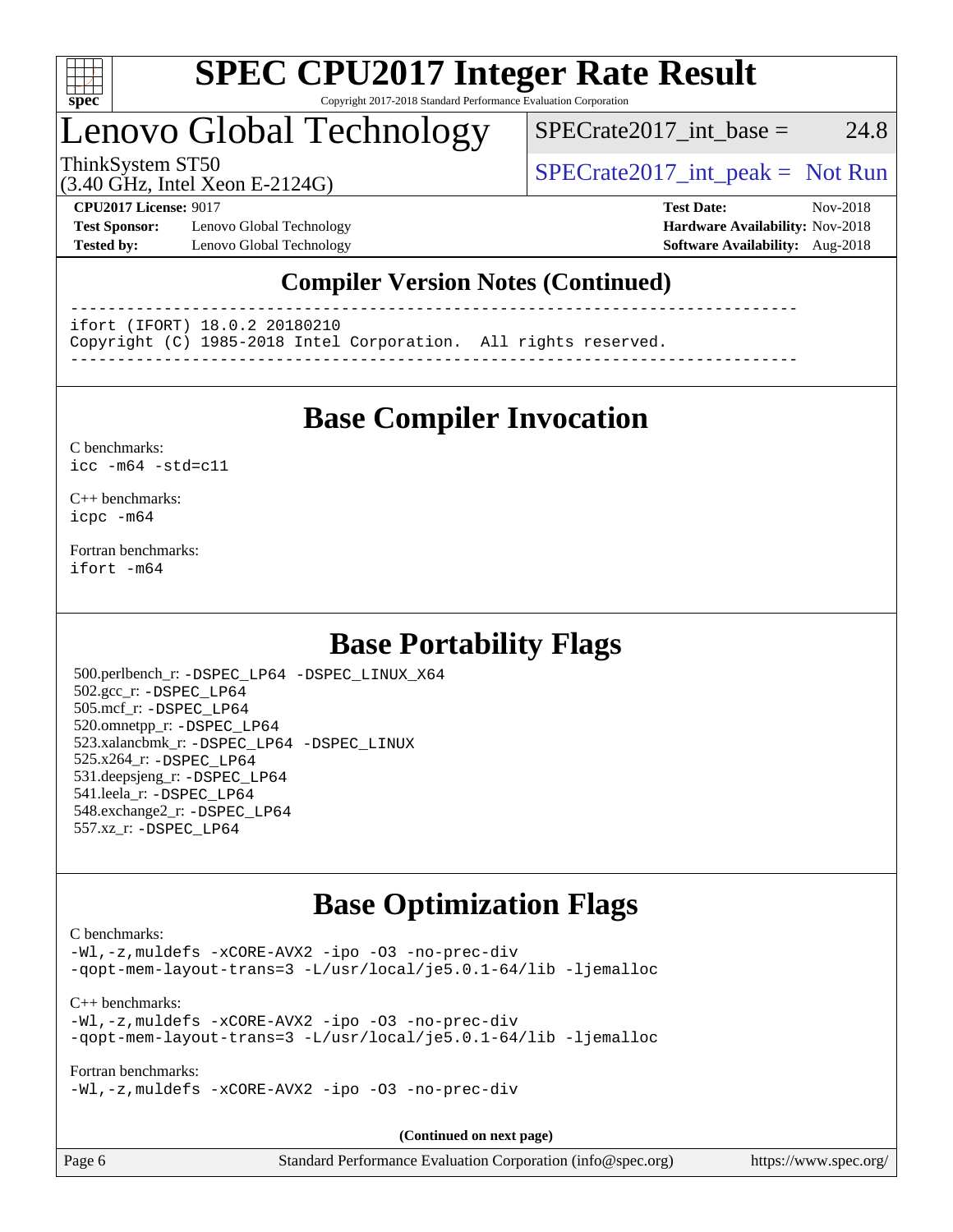# SPEC CPU2017 Integer Rate Result

Copyright 2017-2018 Standard Performance Evaluation Corporation

## Lenovo Global Technology

ThinkSystem ST50
(3.40 GHz, Intel Xeon E-2124G)

SPECrate2017_int_base = 24.8

SPECrate2017_int_peak = Not Run

**CPU2017 License:** 9017
**Test Sponsor:** Lenovo Global Technology
**Tested by:** Lenovo Global Technology

**Test Date:** Nov-2018
**Hardware Availability:** Nov-2018
**Software Availability:** Aug-2018

## Compiler Version Notes (Continued)

```
------------------------------------------------------------------------------
ifort (IFORT) 18.0.2 20180210
Copyright (C) 1985-2018 Intel Corporation.  All rights reserved.
------------------------------------------------------------------------------
```

## Base Compiler Invocation

C benchmarks:
`icc -m64 -std=c11`

C++ benchmarks:
`icpc -m64`

Fortran benchmarks:
`ifort -m64`

## Base Portability Flags

500.perlbench_r: `-DSPEC_LP64 -DSPEC_LINUX_X64`
502.gcc_r: `-DSPEC_LP64`
505.mcf_r: `-DSPEC_LP64`
520.omnetpp_r: `-DSPEC_LP64`
523.xalancbmk_r: `-DSPEC_LP64 -DSPEC_LINUX`
525.x264_r: `-DSPEC_LP64`
531.deepsjeng_r: `-DSPEC_LP64`
541.leela_r: `-DSPEC_LP64`
548.exchange2_r: `-DSPEC_LP64`
557.xz_r: `-DSPEC_LP64`

## Base Optimization Flags

C benchmarks:
```
-Wl,-z,muldefs -xCORE-AVX2 -ipo -O3 -no-prec-div
-qopt-mem-layout-trans=3 -L/usr/local/je5.0.1-64/lib -ljemalloc
```

C++ benchmarks:
```
-Wl,-z,muldefs -xCORE-AVX2 -ipo -O3 -no-prec-div
-qopt-mem-layout-trans=3 -L/usr/local/je5.0.1-64/lib -ljemalloc
```

Fortran benchmarks:
```
-Wl,-z,muldefs -xCORE-AVX2 -ipo -O3 -no-prec-div
```

**(Continued on next page)**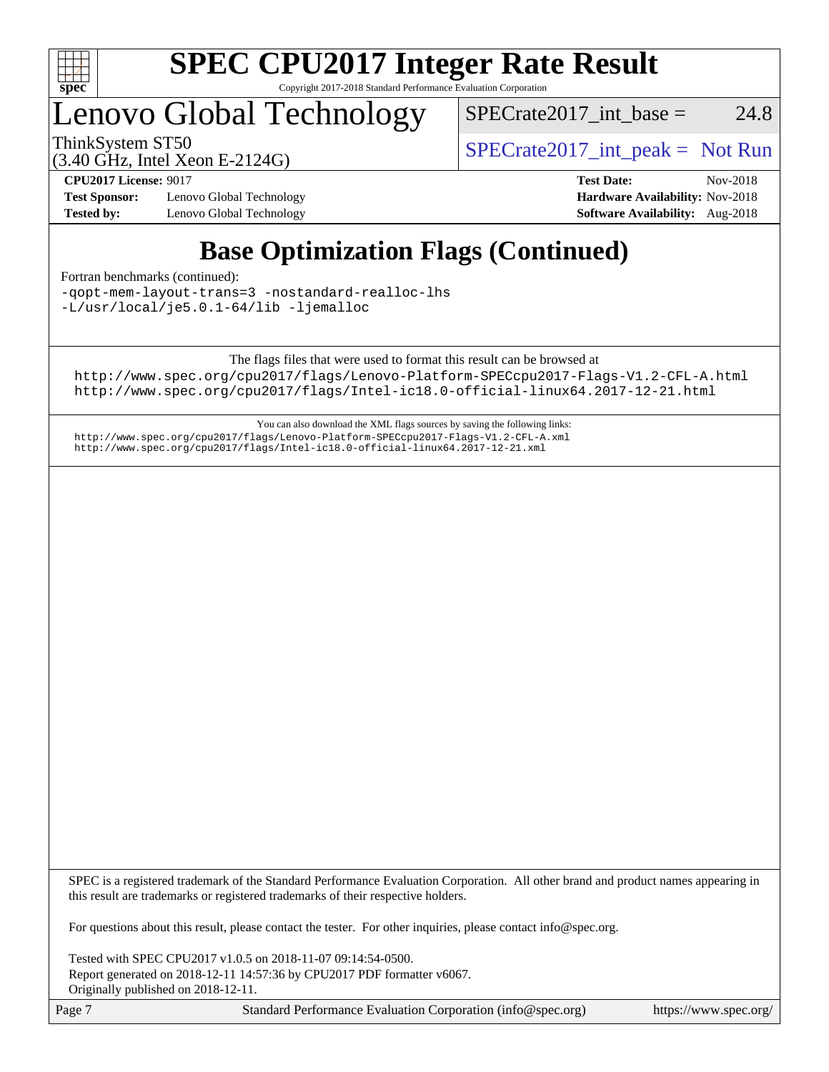# SPEC CPU2017 Integer Rate Result

Copyright 2017-2018 Standard Performance Evaluation Corporation

# Lenovo Global Technology

ThinkSystem ST50
(3.40 GHz, Intel Xeon E-2124G)

SPECrate2017_int_base = 24.8

SPECrate2017_int_peak = Not Run

**CPU2017 License:** 9017
**Test Sponsor:** Lenovo Global Technology
**Tested by:** Lenovo Global Technology

**Test Date:** Nov-2018
**Hardware Availability:** Nov-2018
**Software Availability:** Aug-2018

## Base Optimization Flags (Continued)

Fortran benchmarks (continued):

```
-qopt-mem-layout-trans=3 -nostandard-realloc-lhs
-L/usr/local/je5.0.1-64/lib -ljemalloc
```

The flags files that were used to format this result can be browsed at

http://www.spec.org/cpu2017/flags/Lenovo-Platform-SPECcpu2017-Flags-V1.2-CFL-A.html
http://www.spec.org/cpu2017/flags/Intel-ic18.0-official-linux64.2017-12-21.html

You can also download the XML flags sources by saving the following links:

http://www.spec.org/cpu2017/flags/Lenovo-Platform-SPECcpu2017-Flags-V1.2-CFL-A.xml
http://www.spec.org/cpu2017/flags/Intel-ic18.0-official-linux64.2017-12-21.xml

SPEC is a registered trademark of the Standard Performance Evaluation Corporation. All other brand and product names appearing in this result are trademarks or registered trademarks of their respective holders.

For questions about this result, please contact the tester. For other inquiries, please contact info@spec.org.

Tested with SPEC CPU2017 v1.0.5 on 2018-11-07 09:14:54-0500.
Report generated on 2018-12-11 14:57:36 by CPU2017 PDF formatter v6067.
Originally published on 2018-12-11.